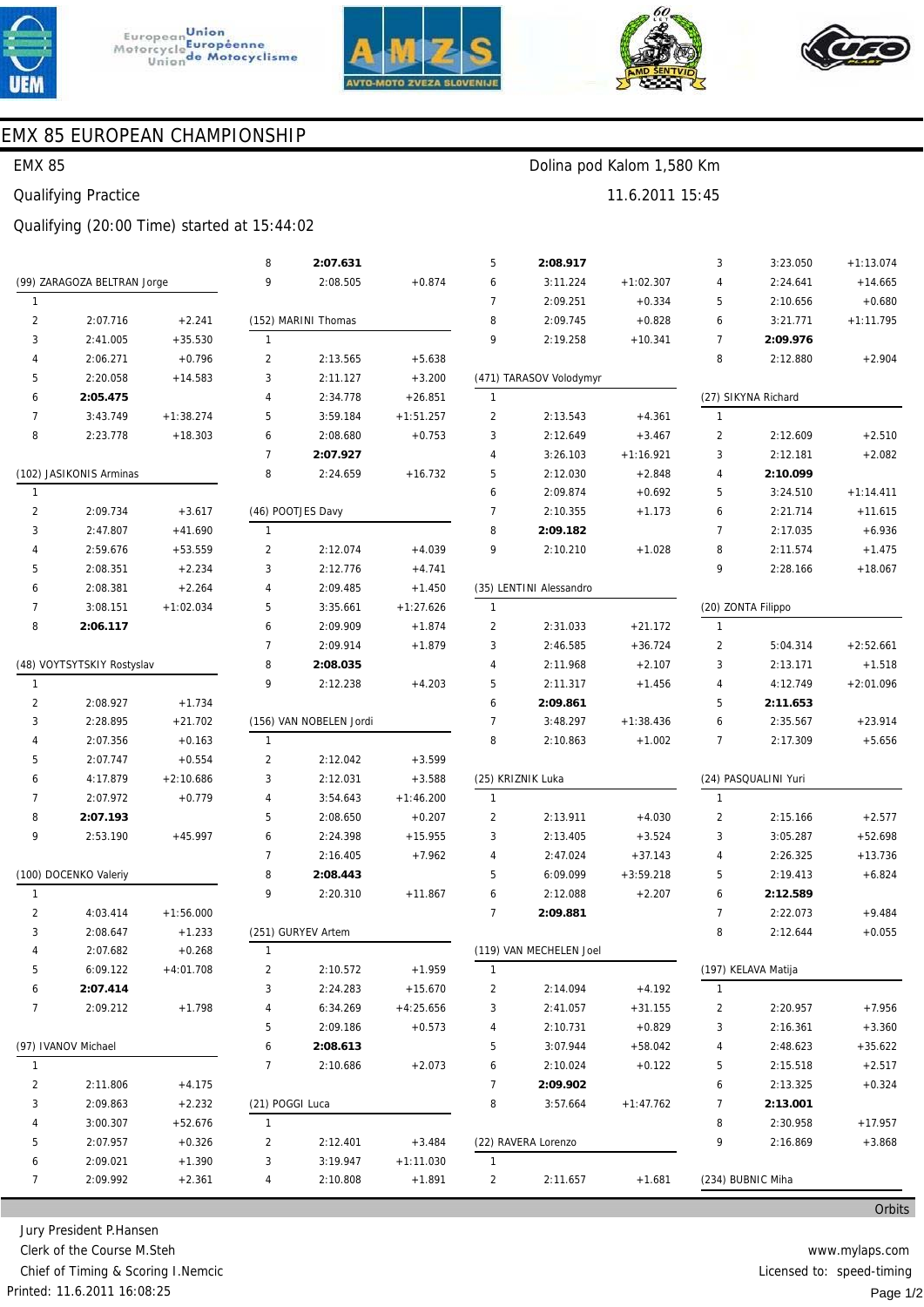# EMX 85 EUROPEAN CHAMPIONSHIP

EMX 85 — Dolina pod Kalom 1,580 Km

Qualifying Practice — 11.6.2011 15:45

Qualifying (20:00 Time) started at 15:44:02

### (99) ZARAGOZA BELTRAN Jorge

| Lap | Time | Diff |
|---|---|---|
| 1 | | |
| 2 | 2:07.716 | +2.241 |
| 3 | 2:41.005 | +35.530 |
| 4 | 2:06.271 | +0.796 |
| 5 | 2:20.058 | +14.583 |
| 6 | **2:05.475** | |
| 7 | 3:43.749 | +1:38.274 |
| 8 | 2:23.778 | +18.303 |

### (102) JASIKONIS Arminas

| Lap | Time | Diff |
|---|---|---|
| 1 | | |
| 2 | 2:09.734 | +3.617 |
| 3 | 2:47.807 | +41.690 |
| 4 | 2:59.676 | +53.559 |
| 5 | 2:08.351 | +2.234 |
| 6 | 2:08.381 | +2.264 |
| 7 | 3:08.151 | +1:02.034 |
| 8 | **2:06.117** | |

### (48) VOYTSYTSKIY Rostyslav

| Lap | Time | Diff |
|---|---|---|
| 1 | | |
| 2 | 2:08.927 | +1.734 |
| 3 | 2:28.895 | +21.702 |
| 4 | 2:07.356 | +0.163 |
| 5 | 2:07.747 | +0.554 |
| 6 | 4:17.879 | +2:10.686 |
| 7 | 2:07.972 | +0.779 |
| 8 | **2:07.193** | |
| 9 | 2:53.190 | +45.997 |

### (100) DOCENKO Valeriy

| Lap | Time | Diff |
|---|---|---|
| 1 | | |
| 2 | 4:03.414 | +1:56.000 |
| 3 | 2:08.647 | +1.233 |
| 4 | 2:07.682 | +0.268 |
| 5 | 6:09.122 | +4:01.708 |
| 6 | **2:07.414** | |
| 7 | 2:09.212 | +1.798 |

### (97) IVANOV Michael

| Lap | Time | Diff |
|---|---|---|
| 1 | | |
| 2 | 2:11.806 | +4.175 |
| 3 | 2:09.863 | +2.232 |
| 4 | 3:00.307 | +52.676 |
| 5 | 2:07.957 | +0.326 |
| 6 | 2:09.021 | +1.390 |
| 7 | 2:09.992 | +2.361 |
| 8 | **2:07.631** | |
| 9 | 2:08.505 | +0.874 |

### (152) MARINI Thomas

| Lap | Time | Diff |
|---|---|---|
| 1 | | |
| 2 | 2:13.565 | +5.638 |
| 3 | 2:11.127 | +3.200 |
| 4 | 2:34.778 | +26.851 |
| 5 | 3:59.184 | +1:51.257 |
| 6 | 2:08.680 | +0.753 |
| 7 | **2:07.927** | |
| 8 | 2:24.659 | +16.732 |

### (46) POOTJES Davy

| Lap | Time | Diff |
|---|---|---|
| 1 | | |
| 2 | 2:12.074 | +4.039 |
| 3 | 2:12.776 | +4.741 |
| 4 | 2:09.485 | +1.450 |
| 5 | 3:35.661 | +1:27.626 |
| 6 | 2:09.909 | +1.874 |
| 7 | 2:09.914 | +1.879 |
| 8 | **2:08.035** | |
| 9 | 2:12.238 | +4.203 |

### (156) VAN NOBELEN Jordi

| Lap | Time | Diff |
|---|---|---|
| 1 | | |
| 2 | 2:12.042 | +3.599 |
| 3 | 2:12.031 | +3.588 |
| 4 | 3:54.643 | +1:46.200 |
| 5 | 2:08.650 | +0.207 |
| 6 | 2:24.398 | +15.955 |
| 7 | 2:16.405 | +7.962 |
| 8 | **2:08.443** | |
| 9 | 2:20.310 | +11.867 |

### (251) GURYEV Artem

| Lap | Time | Diff |
|---|---|---|
| 1 | | |
| 2 | 2:10.572 | +1.959 |
| 3 | 2:24.283 | +15.670 |
| 4 | 6:34.269 | +4:25.656 |
| 5 | 2:09.186 | +0.573 |
| 6 | **2:08.613** | |
| 7 | 2:10.686 | +2.073 |

### (21) POGGI Luca

| Lap | Time | Diff |
|---|---|---|
| 1 | | |
| 2 | 2:12.401 | +3.484 |
| 3 | 3:19.947 | +1:11.030 |
| 4 | 2:10.808 | +1.891 |
| 5 | **2:08.917** | |
| 6 | 3:11.224 | +1:02.307 |
| 7 | 2:09.251 | +0.334 |
| 8 | 2:09.745 | +0.828 |
| 9 | 2:19.258 | +10.341 |

### (471) TARASOV Volodymyr

| Lap | Time | Diff |
|---|---|---|
| 1 | | |
| 2 | 2:13.543 | +4.361 |
| 3 | 2:12.649 | +3.467 |
| 4 | 3:26.103 | +1:16.921 |
| 5 | 2:12.030 | +2.848 |
| 6 | 2:09.874 | +0.692 |
| 7 | 2:10.355 | +1.173 |
| 8 | **2:09.182** | |
| 9 | 2:10.210 | +1.028 |

### (35) LENTINI Alessandro

| Lap | Time | Diff |
|---|---|---|
| 1 | | |
| 2 | 2:31.033 | +21.172 |
| 3 | 2:46.585 | +36.724 |
| 4 | 2:11.968 | +2.107 |
| 5 | 2:11.317 | +1.456 |
| 6 | **2:09.861** | |
| 7 | 3:48.297 | +1:38.436 |
| 8 | 2:10.863 | +1.002 |

### (25) KRIZNIK Luka

| Lap | Time | Diff |
|---|---|---|
| 1 | | |
| 2 | 2:13.911 | +4.030 |
| 3 | 2:13.405 | +3.524 |
| 4 | 2:47.024 | +37.143 |
| 5 | 6:09.099 | +3:59.218 |
| 6 | 2:12.088 | +2.207 |
| 7 | **2:09.881** | |

### (119) VAN MECHELEN Joel

| Lap | Time | Diff |
|---|---|---|
| 1 | | |
| 2 | 2:14.094 | +4.192 |
| 3 | 2:41.057 | +31.155 |
| 4 | 2:10.731 | +0.829 |
| 5 | 3:07.944 | +58.042 |
| 6 | 2:10.024 | +0.122 |
| 7 | **2:09.902** | |
| 8 | 3:57.664 | +1:47.762 |

### (22) RAVERA Lorenzo

| Lap | Time | Diff |
|---|---|---|
| 1 | | |
| 2 | 2:11.657 | +1.681 |
| 3 | 3:23.050 | +1:13.074 |
| 4 | 2:24.641 | +14.665 |
| 5 | 2:10.656 | +0.680 |
| 6 | 3:21.771 | +1:11.795 |
| 7 | **2:09.976** | |
| 8 | 2:12.880 | +2.904 |

### (27) SIKYNA Richard

| Lap | Time | Diff |
|---|---|---|
| 1 | | |
| 2 | 2:12.609 | +2.510 |
| 3 | 2:12.181 | +2.082 |
| 4 | **2:10.099** | |
| 5 | 3:24.510 | +1:14.411 |
| 6 | 2:21.714 | +11.615 |
| 7 | 2:17.035 | +6.936 |
| 8 | 2:11.574 | +1.475 |
| 9 | 2:28.166 | +18.067 |

### (20) ZONTA Filippo

| Lap | Time | Diff |
|---|---|---|
| 1 | | |
| 2 | 5:04.314 | +2:52.661 |
| 3 | 2:13.171 | +1.518 |
| 4 | 4:12.749 | +2:01.096 |
| 5 | **2:11.653** | |
| 6 | 2:35.567 | +23.914 |
| 7 | 2:17.309 | +5.656 |

### (24) PASQUALINI Yuri

| Lap | Time | Diff |
|---|---|---|
| 1 | | |
| 2 | 2:15.166 | +2.577 |
| 3 | 3:05.287 | +52.698 |
| 4 | 2:26.325 | +13.736 |
| 5 | 2:19.413 | +6.824 |
| 6 | **2:12.589** | |
| 7 | 2:22.073 | +9.484 |
| 8 | 2:12.644 | +0.055 |

### (197) KELAVA Matija

| Lap | Time | Diff |
|---|---|---|
| 1 | | |
| 2 | 2:20.957 | +7.956 |
| 3 | 2:16.361 | +3.360 |
| 4 | 2:48.623 | +35.622 |
| 5 | 2:15.518 | +2.517 |
| 6 | 2:13.325 | +0.324 |
| 7 | **2:13.001** | |
| 8 | 2:30.958 | +17.957 |
| 9 | 2:16.869 | +3.868 |

### (234) BUBNIC Miha

Orbits

Jury President P.Hansen
Clerk of the Course M.Steh
Chief of Timing & Scoring I.Nemcic
Printed: 11.6.2011 16:08:25

www.mylaps.com
Licensed to: speed-timing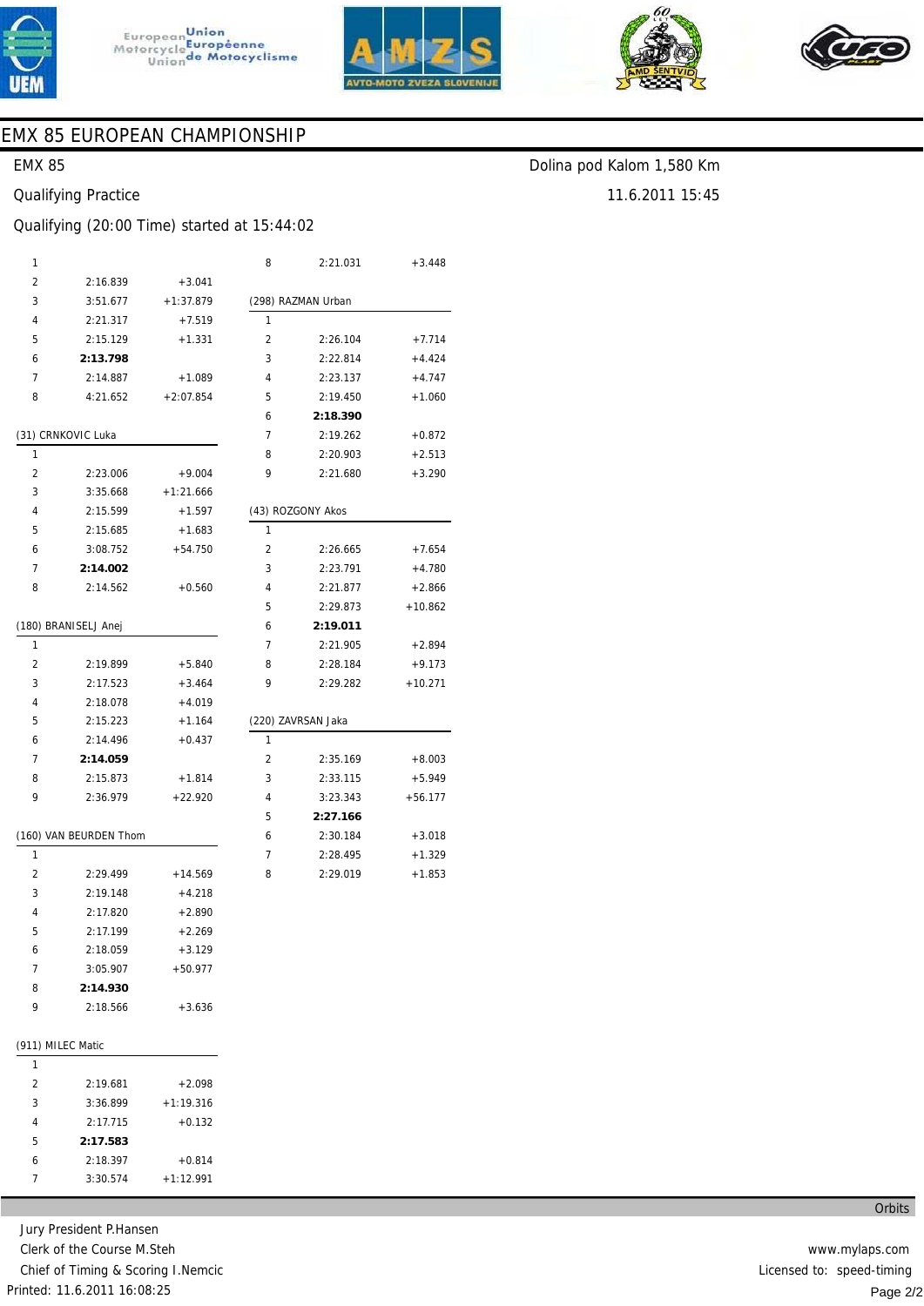# EMX 85 EUROPEAN CHAMPIONSHIP

EMX 85

Qualifying Practice

Qualifying (20:00 Time) started at 15:44:02

Dolina pod Kalom 1,580 Km

11.6.2011 15:45

| | | |
|---|---|---|
| 1 | | |
| 2 | 2:16.839 | +3.041 |
| 3 | 3:51.677 | +1:37.879 |
| 4 | 2:21.317 | +7.519 |
| 5 | 2:15.129 | +1.331 |
| 6 | **2:13.798** | |
| 7 | 2:14.887 | +1.089 |
| 8 | 4:21.652 | +2:07.854 |

(31) CRNKOVIC Luka

| | | |
|---|---|---|
| 1 | | |
| 2 | 2:23.006 | +9.004 |
| 3 | 3:35.668 | +1:21.666 |
| 4 | 2:15.599 | +1.597 |
| 5 | 2:15.685 | +1.683 |
| 6 | 3:08.752 | +54.750 |
| 7 | **2:14.002** | |
| 8 | 2:14.562 | +0.560 |

(180) BRANISELJ Anej

| | | |
|---|---|---|
| 1 | | |
| 2 | 2:19.899 | +5.840 |
| 3 | 2:17.523 | +3.464 |
| 4 | 2:18.078 | +4.019 |
| 5 | 2:15.223 | +1.164 |
| 6 | 2:14.496 | +0.437 |
| 7 | **2:14.059** | |
| 8 | 2:15.873 | +1.814 |
| 9 | 2:36.979 | +22.920 |

(160) VAN BEURDEN Thom

| | | |
|---|---|---|
| 1 | | |
| 2 | 2:29.499 | +14.569 |
| 3 | 2:19.148 | +4.218 |
| 4 | 2:17.820 | +2.890 |
| 5 | 2:17.199 | +2.269 |
| 6 | 2:18.059 | +3.129 |
| 7 | 3:05.907 | +50.977 |
| 8 | **2:14.930** | |
| 9 | 2:18.566 | +3.636 |

(911) MILEC Matic

| | | |
|---|---|---|
| 1 | | |
| 2 | 2:19.681 | +2.098 |
| 3 | 3:36.899 | +1:19.316 |
| 4 | 2:17.715 | +0.132 |
| 5 | **2:17.583** | |
| 6 | 2:18.397 | +0.814 |
| 7 | 3:30.574 | +1:12.991 |
| 8 | 2:21.031 | +3.448 |

(298) RAZMAN Urban

| | | |
|---|---|---|
| 1 | | |
| 2 | 2:26.104 | +7.714 |
| 3 | 2:22.814 | +4.424 |
| 4 | 2:23.137 | +4.747 |
| 5 | 2:19.450 | +1.060 |
| 6 | **2:18.390** | |
| 7 | 2:19.262 | +0.872 |
| 8 | 2:20.903 | +2.513 |
| 9 | 2:21.680 | +3.290 |

(43) ROZGONY Akos

| | | |
|---|---|---|
| 1 | | |
| 2 | 2:26.665 | +7.654 |
| 3 | 2:23.791 | +4.780 |
| 4 | 2:21.877 | +2.866 |
| 5 | 2:29.873 | +10.862 |
| 6 | **2:19.011** | |
| 7 | 2:21.905 | +2.894 |
| 8 | 2:28.184 | +9.173 |
| 9 | 2:29.282 | +10.271 |

(220) ZAVRSAN Jaka

| | | |
|---|---|---|
| 1 | | |
| 2 | 2:35.169 | +8.003 |
| 3 | 2:33.115 | +5.949 |
| 4 | 3:23.343 | +56.177 |
| 5 | **2:27.166** | |
| 6 | 2:30.184 | +3.018 |
| 7 | 2:28.495 | +1.329 |
| 8 | 2:29.019 | +1.853 |

Orbits

Jury President P.Hansen

Clerk of the Course M.Steh

Chief of Timing & Scoring I.Nemcic

Printed: 11.6.2011 16:08:25

www.mylaps.com

Licensed to: speed-timing